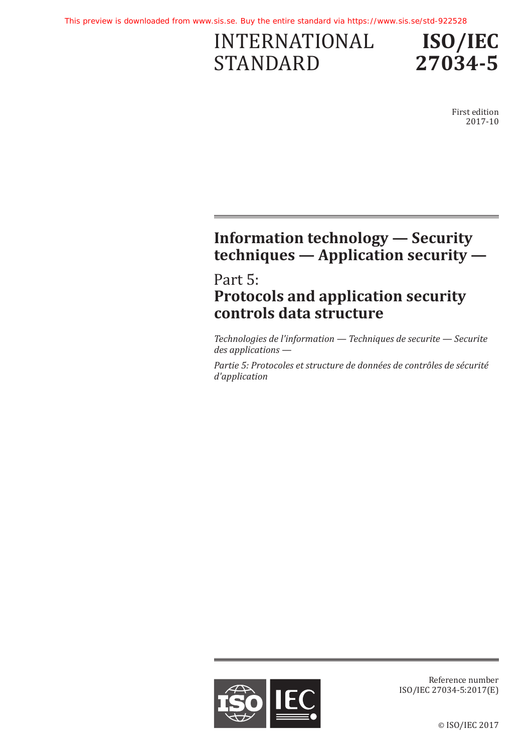This preview is downloaded from www.sis.se. Buy the entire standard via https://www.sis.se/std-922528

# INTERNATIONAL STANDARD

# ISO/IEC 27034-5

First edition
2017-10

# Information technology — Security techniques — Application security —

## Part 5:
## Protocols and application security controls data structure

*Technologies de l'information — Techniques de securite — Securite des applications —*

*Partie 5: Protocoles et structure de données de contrôles de sécurité d'application*

Reference number
ISO/IEC 27034-5:2017(E)

© ISO/IEC 2017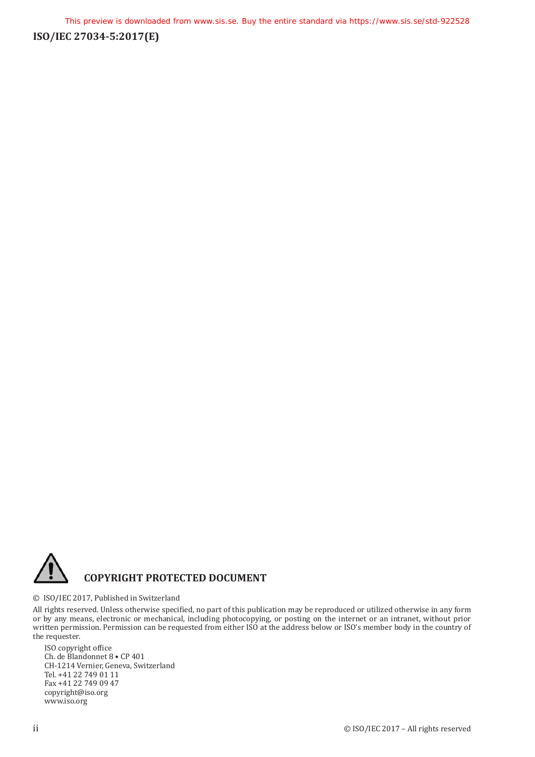## COPYRIGHT PROTECTED DOCUMENT

© ISO/IEC 2017, Published in Switzerland

All rights reserved. Unless otherwise specified, no part of this publication may be reproduced or utilized otherwise in any form or by any means, electronic or mechanical, including photocopying, or posting on the internet or an intranet, without prior written permission. Permission can be requested from either ISO at the address below or ISO's member body in the country of the requester.

ISO copyright office
Ch. de Blandonnet 8 • CP 401
CH-1214 Vernier, Geneva, Switzerland
Tel. +41 22 749 01 11
Fax +41 22 749 09 47
copyright@iso.org
www.iso.org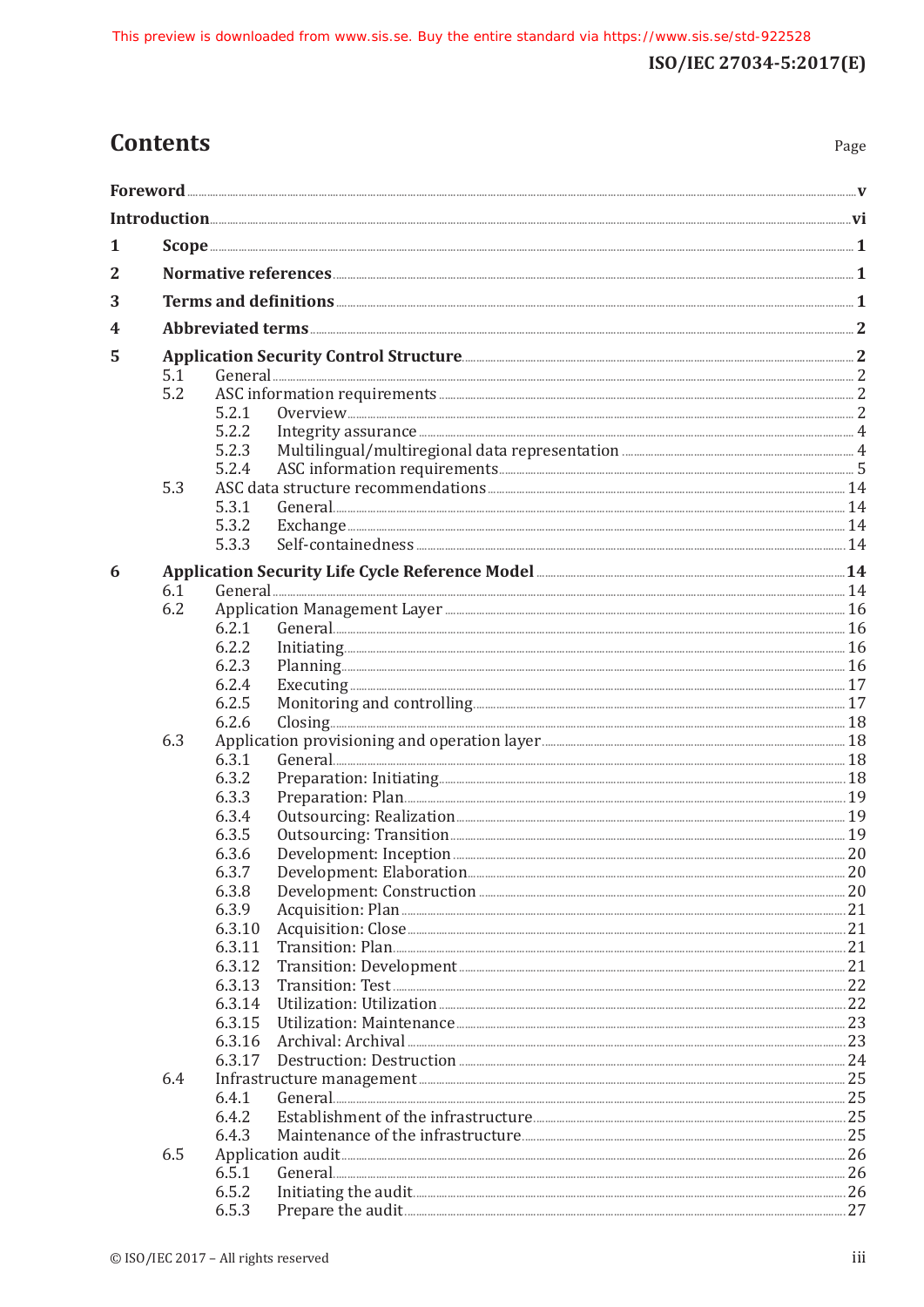# Contents

Page

| | | |
|---|---|---|
| **Foreword** | | **v** |
| **Introduction** | | **vi** |
| **1** | **Scope** | **1** |
| **2** | **Normative references** | **1** |
| **3** | **Terms and definitions** | **1** |
| **4** | **Abbreviated terms** | **2** |
| **5** | **Application Security Control Structure** | **2** |
| 5.1 | General | 2 |
| 5.2 | ASC information requirements | 2 |
| 5.2.1 | Overview | 2 |
| 5.2.2 | Integrity assurance | 4 |
| 5.2.3 | Multilingual/multiregional data representation | 4 |
| 5.2.4 | ASC information requirements | 5 |
| 5.3 | ASC data structure recommendations | 14 |
| 5.3.1 | General | 14 |
| 5.3.2 | Exchange | 14 |
| 5.3.3 | Self-containedness | 14 |
| **6** | **Application Security Life Cycle Reference Model** | **14** |
| 6.1 | General | 14 |
| 6.2 | Application Management Layer | 16 |
| 6.2.1 | General | 16 |
| 6.2.2 | Initiating | 16 |
| 6.2.3 | Planning | 16 |
| 6.2.4 | Executing | 17 |
| 6.2.5 | Monitoring and controlling | 17 |
| 6.2.6 | Closing | 18 |
| 6.3 | Application provisioning and operation layer | 18 |
| 6.3.1 | General | 18 |
| 6.3.2 | Preparation: Initiating | 18 |
| 6.3.3 | Preparation: Plan | 19 |
| 6.3.4 | Outsourcing: Realization | 19 |
| 6.3.5 | Outsourcing: Transition | 19 |
| 6.3.6 | Development: Inception | 20 |
| 6.3.7 | Development: Elaboration | 20 |
| 6.3.8 | Development: Construction | 20 |
| 6.3.9 | Acquisition: Plan | 21 |
| 6.3.10 | Acquisition: Close | 21 |
| 6.3.11 | Transition: Plan | 21 |
| 6.3.12 | Transition: Development | 21 |
| 6.3.13 | Transition: Test | 22 |
| 6.3.14 | Utilization: Utilization | 22 |
| 6.3.15 | Utilization: Maintenance | 23 |
| 6.3.16 | Archival: Archival | 23 |
| 6.3.17 | Destruction: Destruction | 24 |
| 6.4 | Infrastructure management | 25 |
| 6.4.1 | General | 25 |
| 6.4.2 | Establishment of the infrastructure | 25 |
| 6.4.3 | Maintenance of the infrastructure | 25 |
| 6.5 | Application audit | 26 |
| 6.5.1 | General | 26 |
| 6.5.2 | Initiating the audit | 26 |
| 6.5.3 | Prepare the audit | 27 |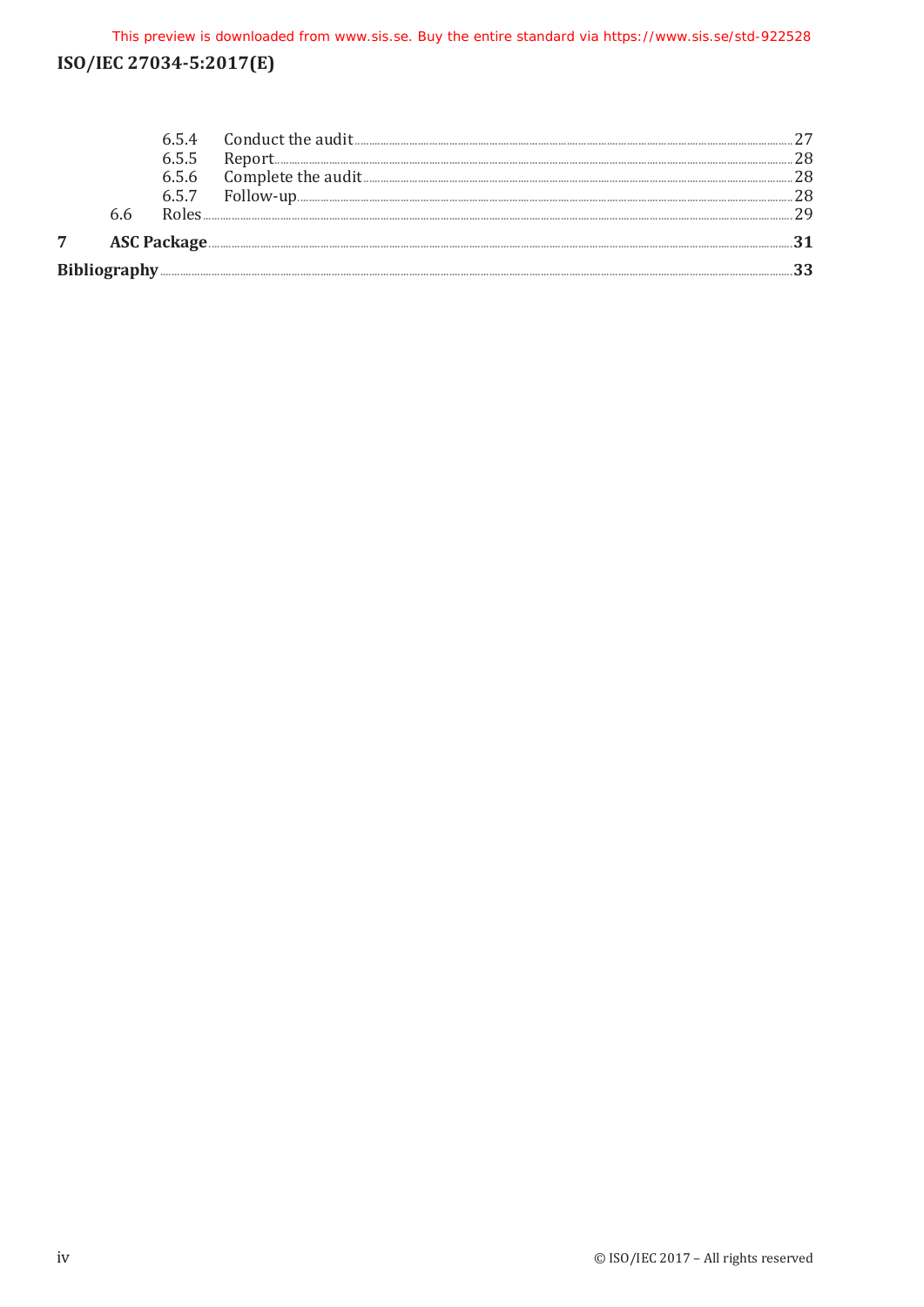6.5.4 Conduct the audit ........ 27
6.5.5 Report ........ 28
6.5.6 Complete the audit ........ 28
6.5.7 Follow-up ........ 28
6.6 Roles ........ 29

**7 ASC Package ........ 31**

**Bibliography ........ 33**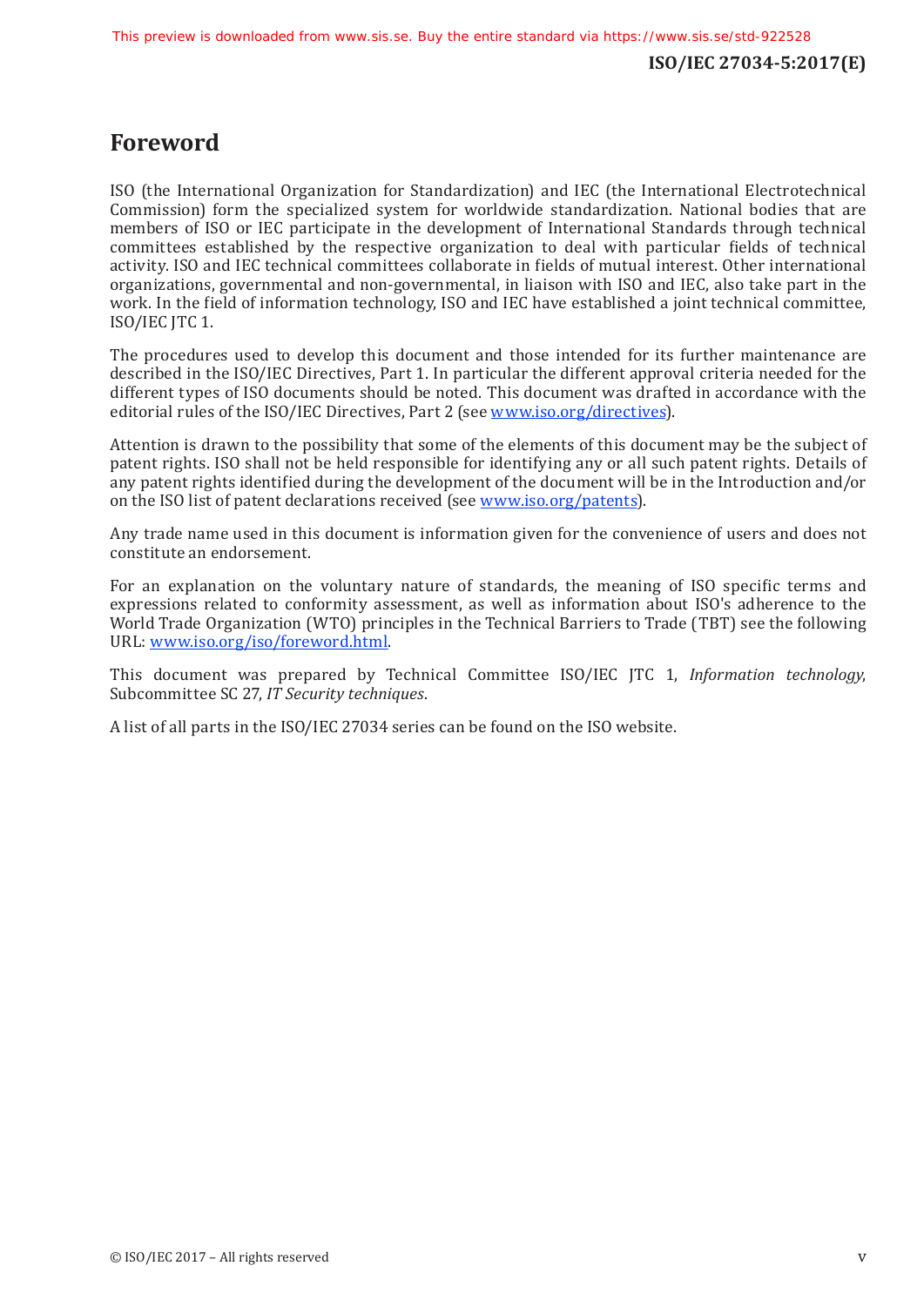# Foreword

ISO (the International Organization for Standardization) and IEC (the International Electrotechnical Commission) form the specialized system for worldwide standardization. National bodies that are members of ISO or IEC participate in the development of International Standards through technical committees established by the respective organization to deal with particular fields of technical activity. ISO and IEC technical committees collaborate in fields of mutual interest. Other international organizations, governmental and non-governmental, in liaison with ISO and IEC, also take part in the work. In the field of information technology, ISO and IEC have established a joint technical committee, ISO/IEC JTC 1.

The procedures used to develop this document and those intended for its further maintenance are described in the ISO/IEC Directives, Part 1. In particular the different approval criteria needed for the different types of ISO documents should be noted. This document was drafted in accordance with the editorial rules of the ISO/IEC Directives, Part 2 (see www.iso.org/directives).

Attention is drawn to the possibility that some of the elements of this document may be the subject of patent rights. ISO shall not be held responsible for identifying any or all such patent rights. Details of any patent rights identified during the development of the document will be in the Introduction and/or on the ISO list of patent declarations received (see www.iso.org/patents).

Any trade name used in this document is information given for the convenience of users and does not constitute an endorsement.

For an explanation on the voluntary nature of standards, the meaning of ISO specific terms and expressions related to conformity assessment, as well as information about ISO's adherence to the World Trade Organization (WTO) principles in the Technical Barriers to Trade (TBT) see the following URL: www.iso.org/iso/foreword.html.

This document was prepared by Technical Committee ISO/IEC JTC 1, *Information technology*, Subcommittee SC 27, *IT Security techniques*.

A list of all parts in the ISO/IEC 27034 series can be found on the ISO website.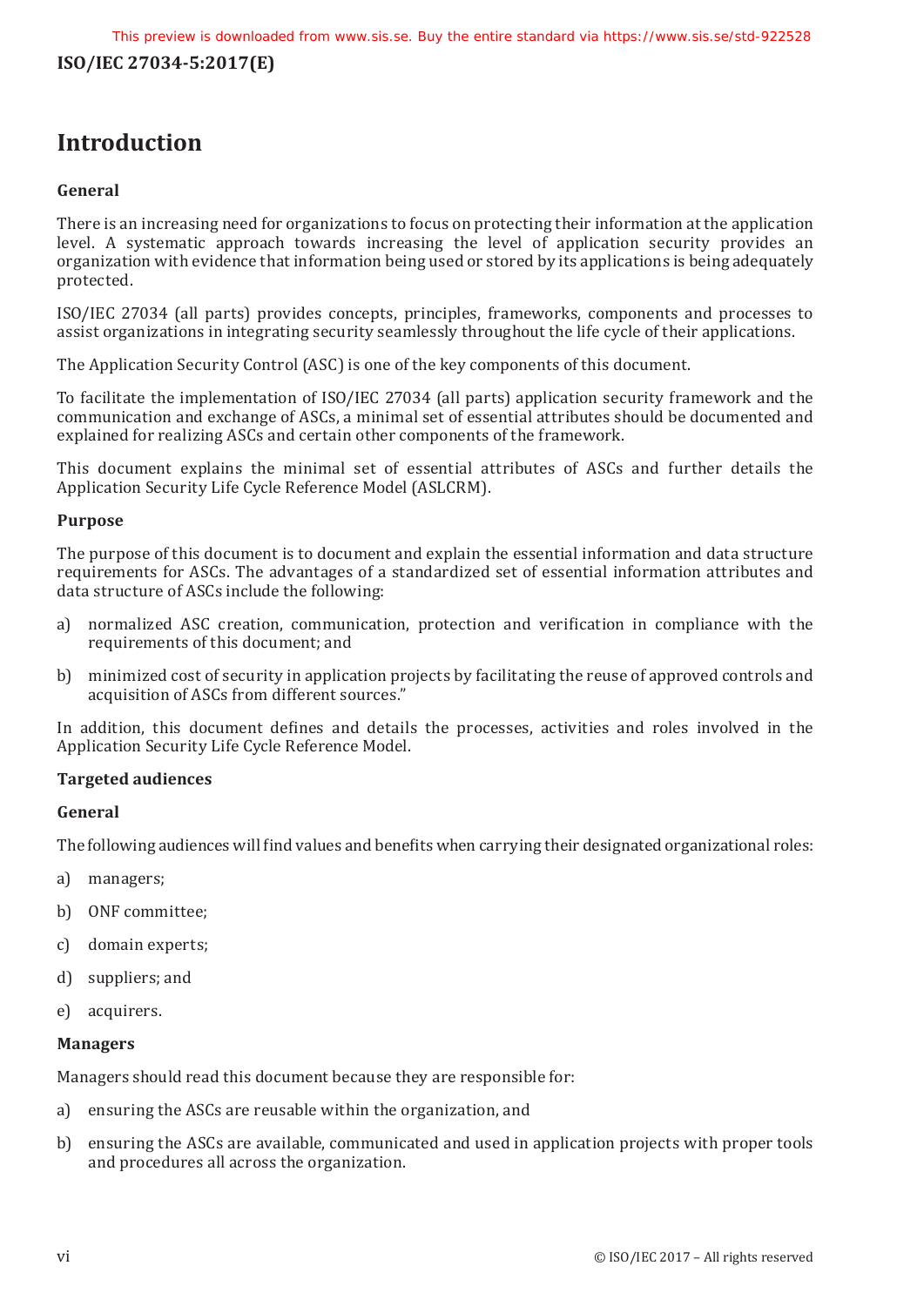# Introduction

## General

There is an increasing need for organizations to focus on protecting their information at the application level. A systematic approach towards increasing the level of application security provides an organization with evidence that information being used or stored by its applications is being adequately protected.

ISO/IEC 27034 (all parts) provides concepts, principles, frameworks, components and processes to assist organizations in integrating security seamlessly throughout the life cycle of their applications.

The Application Security Control (ASC) is one of the key components of this document.

To facilitate the implementation of ISO/IEC 27034 (all parts) application security framework and the communication and exchange of ASCs, a minimal set of essential attributes should be documented and explained for realizing ASCs and certain other components of the framework.

This document explains the minimal set of essential attributes of ASCs and further details the Application Security Life Cycle Reference Model (ASLCRM).

## Purpose

The purpose of this document is to document and explain the essential information and data structure requirements for ASCs. The advantages of a standardized set of essential information attributes and data structure of ASCs include the following:

a) normalized ASC creation, communication, protection and verification in compliance with the requirements of this document; and

b) minimized cost of security in application projects by facilitating the reuse of approved controls and acquisition of ASCs from different sources."

In addition, this document defines and details the processes, activities and roles involved in the Application Security Life Cycle Reference Model.

## Targeted audiences

### General

The following audiences will find values and benefits when carrying their designated organizational roles:

a) managers;

b) ONF committee;

c) domain experts;

d) suppliers; and

e) acquirers.

### Managers

Managers should read this document because they are responsible for:

a) ensuring the ASCs are reusable within the organization, and

b) ensuring the ASCs are available, communicated and used in application projects with proper tools and procedures all across the organization.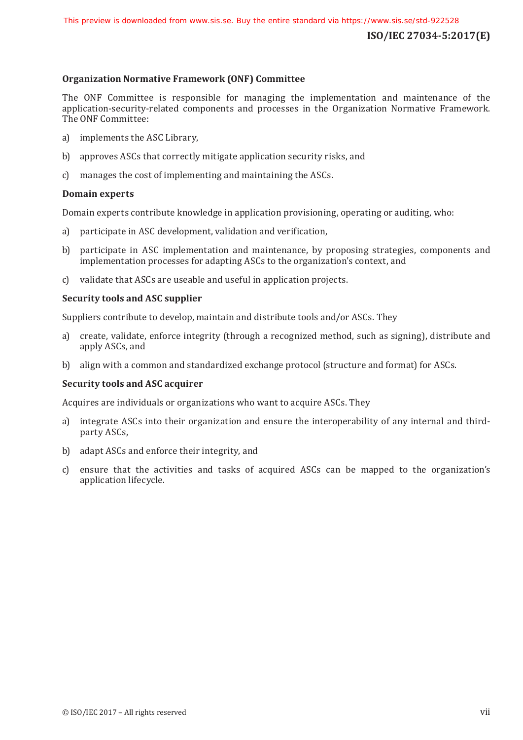**Organization Normative Framework (ONF) Committee**

The ONF Committee is responsible for managing the implementation and maintenance of the application-security-related components and processes in the Organization Normative Framework. The ONF Committee:

a) implements the ASC Library,

b) approves ASCs that correctly mitigate application security risks, and

c) manages the cost of implementing and maintaining the ASCs.

**Domain experts**

Domain experts contribute knowledge in application provisioning, operating or auditing, who:

a) participate in ASC development, validation and verification,

b) participate in ASC implementation and maintenance, by proposing strategies, components and implementation processes for adapting ASCs to the organization's context, and

c) validate that ASCs are useable and useful in application projects.

**Security tools and ASC supplier**

Suppliers contribute to develop, maintain and distribute tools and/or ASCs. They

a) create, validate, enforce integrity (through a recognized method, such as signing), distribute and apply ASCs, and

b) align with a common and standardized exchange protocol (structure and format) for ASCs.

**Security tools and ASC acquirer**

Acquires are individuals or organizations who want to acquire ASCs. They

a) integrate ASCs into their organization and ensure the interoperability of any internal and third-party ASCs,

b) adapt ASCs and enforce their integrity, and

c) ensure that the activities and tasks of acquired ASCs can be mapped to the organization's application lifecycle.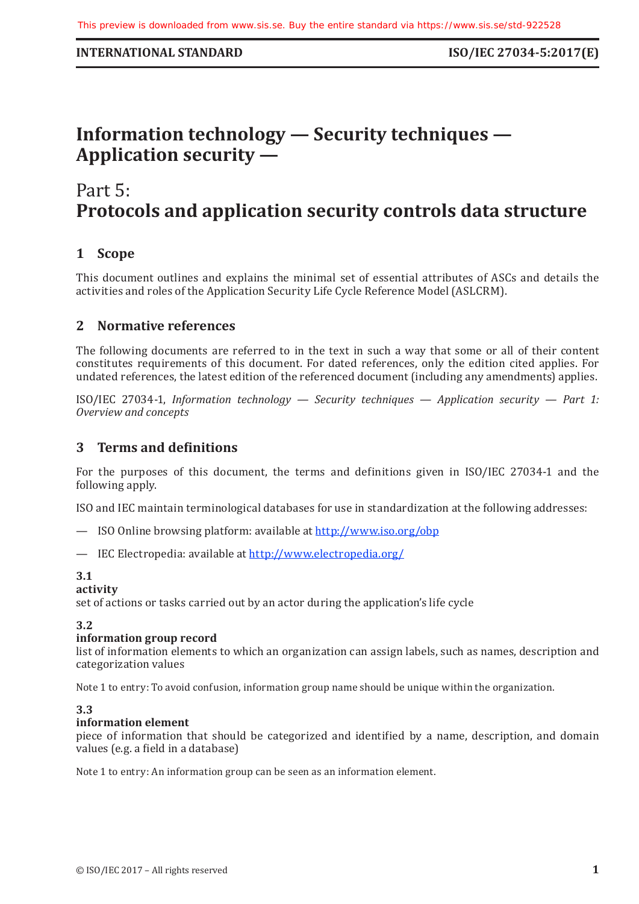# Information technology — Security techniques — Application security —

## Part 5:
## Protocols and application security controls data structure

## 1 Scope

This document outlines and explains the minimal set of essential attributes of ASCs and details the activities and roles of the Application Security Life Cycle Reference Model (ASLCRM).

## 2 Normative references

The following documents are referred to in the text in such a way that some or all of their content constitutes requirements of this document. For dated references, only the edition cited applies. For undated references, the latest edition of the referenced document (including any amendments) applies.

ISO/IEC 27034-1, *Information technology — Security techniques — Application security — Part 1: Overview and concepts*

## 3 Terms and definitions

For the purposes of this document, the terms and definitions given in ISO/IEC 27034-1 and the following apply.

ISO and IEC maintain terminological databases for use in standardization at the following addresses:

— ISO Online browsing platform: available at http://www.iso.org/obp

— IEC Electropedia: available at http://www.electropedia.org/

**3.1**
**activity**
set of actions or tasks carried out by an actor during the application's life cycle

**3.2**
**information group record**
list of information elements to which an organization can assign labels, such as names, description and categorization values

Note 1 to entry: To avoid confusion, information group name should be unique within the organization.

**3.3**
**information element**
piece of information that should be categorized and identified by a name, description, and domain values (e.g. a field in a database)

Note 1 to entry: An information group can be seen as an information element.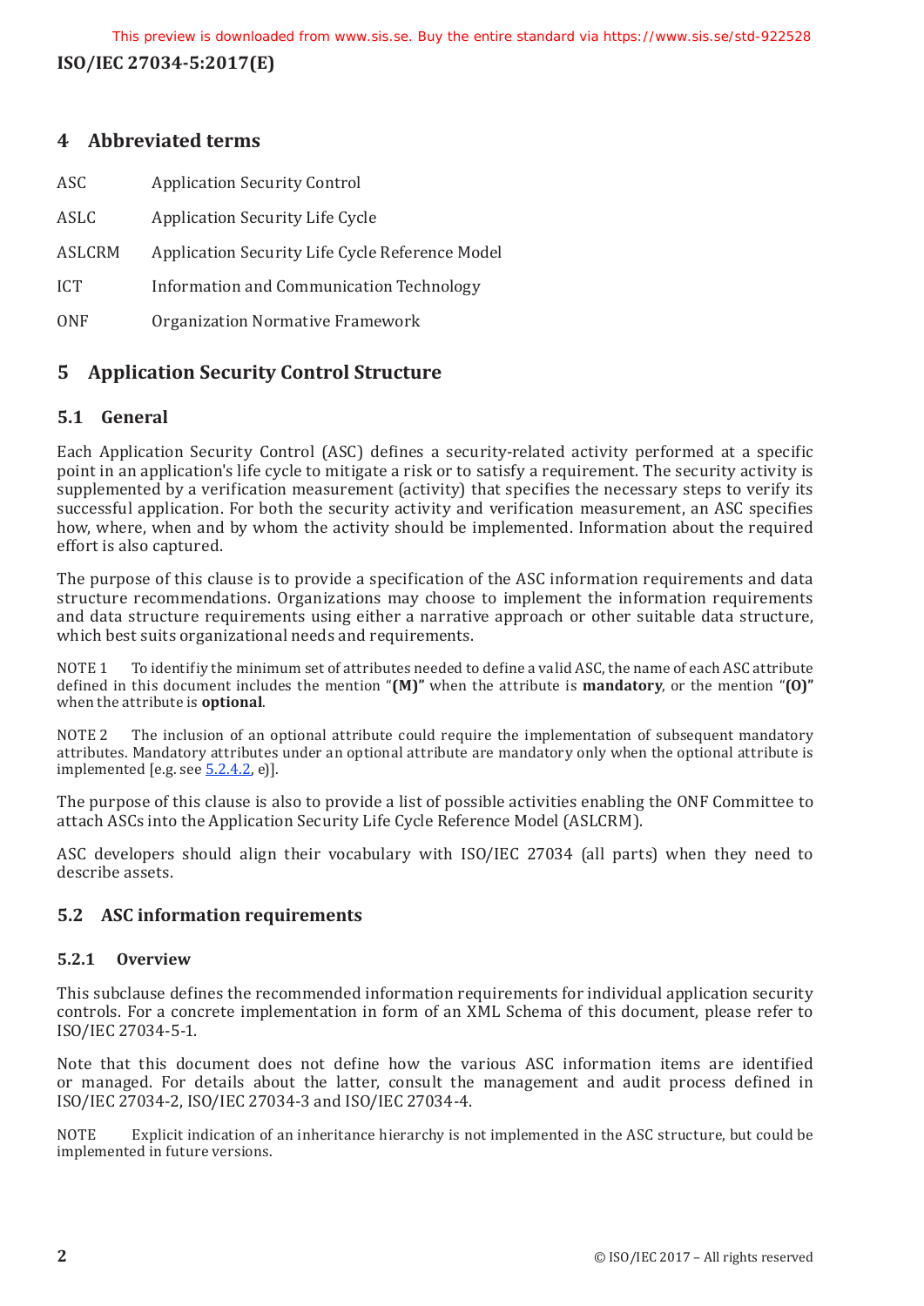## 4 Abbreviated terms

| | |
|---|---|
| ASC | Application Security Control |
| ASLC | Application Security Life Cycle |
| ASLCRM | Application Security Life Cycle Reference Model |
| ICT | Information and Communication Technology |
| ONF | Organization Normative Framework |

## 5 Application Security Control Structure

### 5.1 General

Each Application Security Control (ASC) defines a security-related activity performed at a specific point in an application's life cycle to mitigate a risk or to satisfy a requirement. The security activity is supplemented by a verification measurement (activity) that specifies the necessary steps to verify its successful application. For both the security activity and verification measurement, an ASC specifies how, where, when and by whom the activity should be implemented. Information about the required effort is also captured.

The purpose of this clause is to provide a specification of the ASC information requirements and data structure recommendations. Organizations may choose to implement the information requirements and data structure requirements using either a narrative approach or other suitable data structure, which best suits organizational needs and requirements.

NOTE 1 To identifiy the minimum set of attributes needed to define a valid ASC, the name of each ASC attribute defined in this document includes the mention "**(M)"** when the attribute is **mandatory**, or the mention "**(O)"** when the attribute is **optional**.

NOTE 2 The inclusion of an optional attribute could require the implementation of subsequent mandatory attributes. Mandatory attributes under an optional attribute are mandatory only when the optional attribute is implemented [e.g. see 5.2.4.2, e)].

The purpose of this clause is also to provide a list of possible activities enabling the ONF Committee to attach ASCs into the Application Security Life Cycle Reference Model (ASLCRM).

ASC developers should align their vocabulary with ISO/IEC 27034 (all parts) when they need to describe assets.

### 5.2 ASC information requirements

#### 5.2.1 Overview

This subclause defines the recommended information requirements for individual application security controls. For a concrete implementation in form of an XML Schema of this document, please refer to ISO/IEC 27034-5-1.

Note that this document does not define how the various ASC information items are identified or managed. For details about the latter, consult the management and audit process defined in ISO/IEC 27034-2, ISO/IEC 27034-3 and ISO/IEC 27034-4.

NOTE Explicit indication of an inheritance hierarchy is not implemented in the ASC structure, but could be implemented in future versions.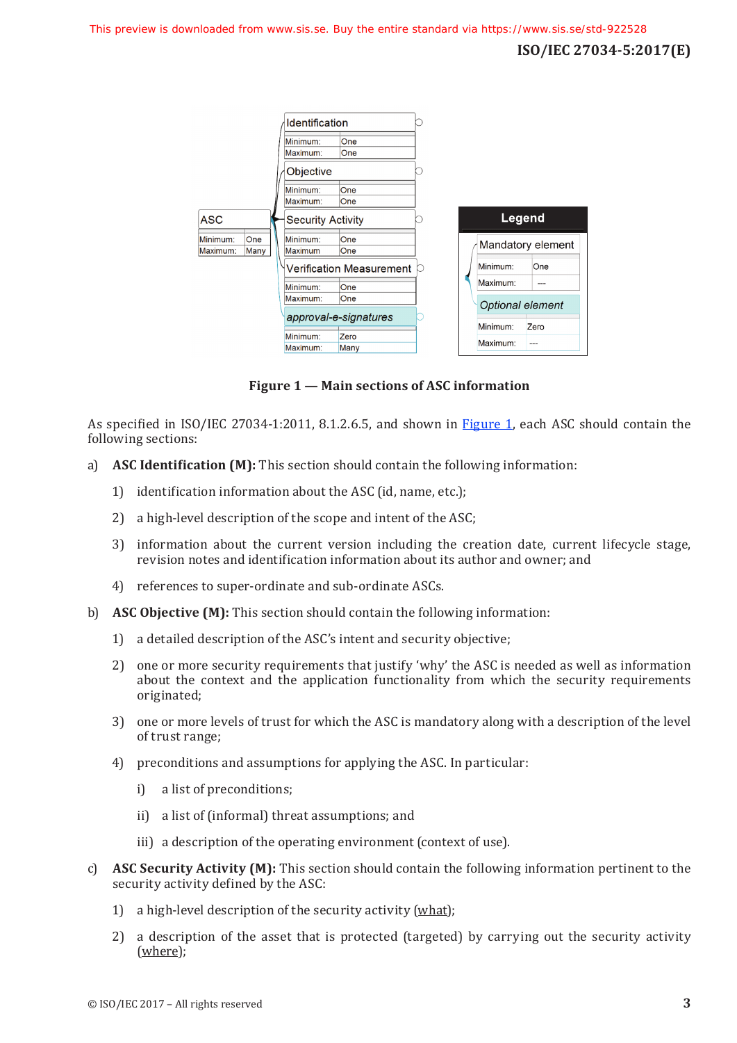ASC

Minimum: One

Maximum: Many

Identification

Minimum: One

Maximum: One

Objective

Minimum: One

Maximum: One

Security Activity

Minimum: One

Maximum One

Verification Measurement

Minimum: One

Maximum: One

approval-e-signatures

Minimum: Zero

Maximum: Many

Legend

Mandatory element

Minimum: One

Maximum: ---

Optional element

Minimum: Zero

Maximum: ---

**Figure 1 — Main sections of ASC information**

As specified in ISO/IEC 27034-1:2011, 8.1.2.6.5, and shown in Figure 1, each ASC should contain the following sections:

a) **ASC Identification (M):** This section should contain the following information:

   1) identification information about the ASC (id, name, etc.);

   2) a high-level description of the scope and intent of the ASC;

   3) information about the current version including the creation date, current lifecycle stage, revision notes and identification information about its author and owner; and

   4) references to super-ordinate and sub-ordinate ASCs.

b) **ASC Objective (M):** This section should contain the following information:

   1) a detailed description of the ASC's intent and security objective;

   2) one or more security requirements that justify 'why' the ASC is needed as well as information about the context and the application functionality from which the security requirements originated;

   3) one or more levels of trust for which the ASC is mandatory along with a description of the level of trust range;

   4) preconditions and assumptions for applying the ASC. In particular:

      i) a list of preconditions;

      ii) a list of (informal) threat assumptions; and

      iii) a description of the operating environment (context of use).

c) **ASC Security Activity (M):** This section should contain the following information pertinent to the security activity defined by the ASC:

   1) a high-level description of the security activity (what);

   2) a description of the asset that is protected (targeted) by carrying out the security activity (where);